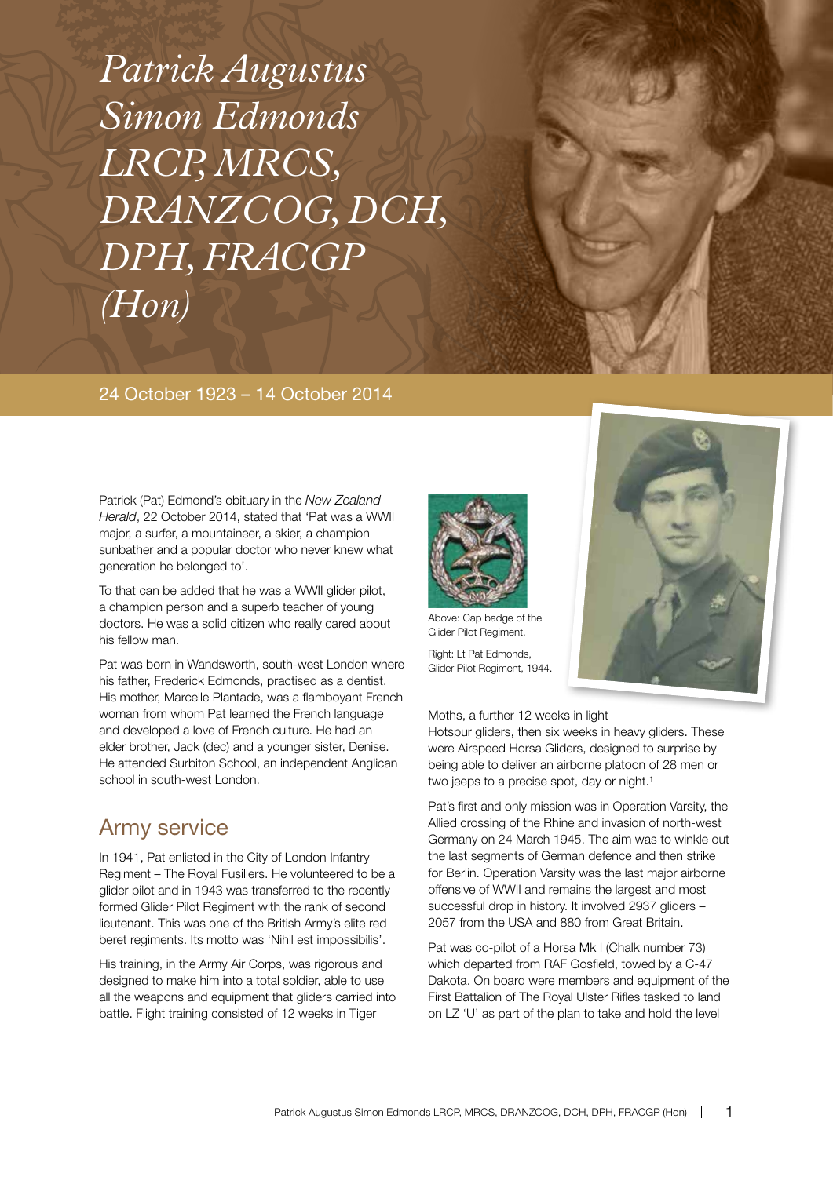# *Patrick Augustus Simon Edmonds LRCP, MRCS, DRANZCOG, DCH, DPH, FRACGP (Hon)*

24 October 1923 – 14 October 2014

Patrick (Pat) Edmond's obituary in the *New Zealand Herald*, 22 October 2014, stated that 'Pat was a WWII major, a surfer, a mountaineer, a skier, a champion sunbather and a popular doctor who never knew what generation he belonged to'.

To that can be added that he was a WWII glider pilot, a champion person and a superb teacher of young doctors. He was a solid citizen who really cared about his fellow man.

Pat was born in Wandsworth, south-west London where his father, Frederick Edmonds, practised as a dentist. His mother, Marcelle Plantade, was a flamboyant French woman from whom Pat learned the French language and developed a love of French culture. He had an elder brother, Jack (dec) and a younger sister, Denise. He attended Surbiton School, an independent Anglican school in south-west London.

## Army service

In 1941, Pat enlisted in the City of London Infantry Regiment – The Royal Fusiliers. He volunteered to be a glider pilot and in 1943 was transferred to the recently formed Glider Pilot Regiment with the rank of second lieutenant. This was one of the British Army's elite red beret regiments. Its motto was 'Nihil est impossibilis'.

His training, in the Army Air Corps, was rigorous and designed to make him into a total soldier, able to use all the weapons and equipment that gliders carried into battle. Flight training consisted of 12 weeks in Tiger Moths, a further 12 weeks in light Hotspur gliders, then six weeks in heavy gliders. These were Airspeed Horsa Gliders, designed to surprise by being able to deliver an airborne platoon of 28 men or two jeeps to a precise spot, day or night.[1]

Above: Cap badge of the Glider Pilot Regiment.

Right: Lt Pat Edmonds, Glider Pilot Regiment, 1944.

Pat's first and only mission was in Operation Varsity, the Allied crossing of the Rhine and invasion of north-west Germany on 24 March 1945. The aim was to winkle out the last segments of German defence and then strike for Berlin. Operation Varsity was the last major airborne offensive of WWII and remains the largest and most successful drop in history. It involved 2937 gliders – 2057 from the USA and 880 from Great Britain.

Pat was co-pilot of a Horsa Mk I (Chalk number 73) which departed from RAF Gosfield, towed by a C-47 Dakota. On board were members and equipment of the First Battalion of The Royal Ulster Rifles tasked to land on LZ 'U' as part of the plan to take and hold the level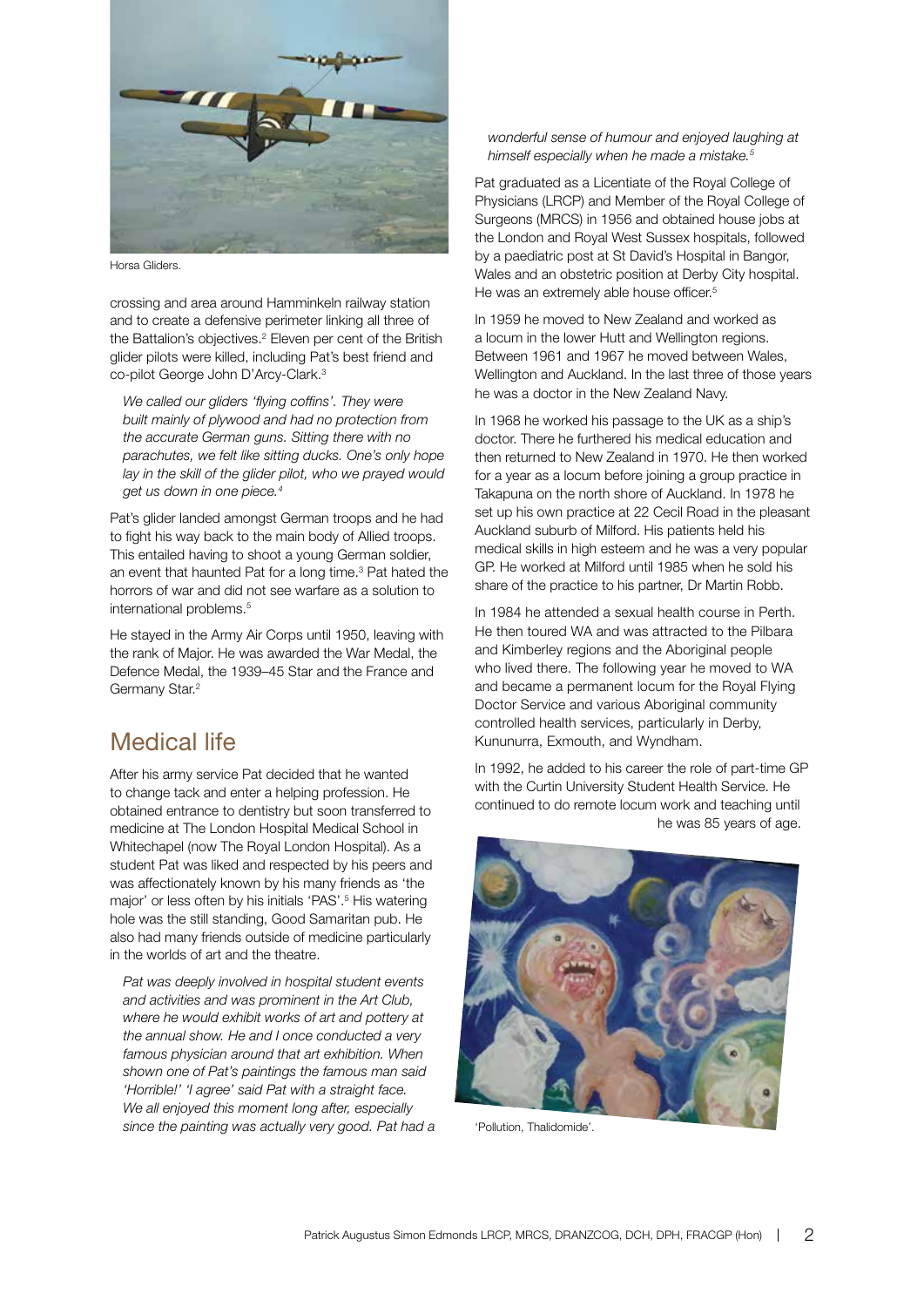Horsa Gliders.

crossing and area around Hamminkeln railway station and to create a defensive perimeter linking all three of the Battalion's objectives.[2] Eleven per cent of the British glider pilots were killed, including Pat's best friend and co-pilot George John D'Arcy-Clark.[3]

> *We called our gliders 'flying coffins'. They were built mainly of plywood and had no protection from the accurate German guns. Sitting there with no parachutes, we felt like sitting ducks. One's only hope lay in the skill of the glider pilot, who we prayed would get us down in one piece.*[4]

Pat's glider landed amongst German troops and he had to fight his way back to the main body of Allied troops. This entailed having to shoot a young German soldier, an event that haunted Pat for a long time.[3] Pat hated the horrors of war and did not see warfare as a solution to international problems.[5]

He stayed in the Army Air Corps until 1950, leaving with the rank of Major. He was awarded the War Medal, the Defence Medal, the 1939–45 Star and the France and Germany Star.[2]

## Medical life

After his army service Pat decided that he wanted to change tack and enter a helping profession. He obtained entrance to dentistry but soon transferred to medicine at The London Hospital Medical School in Whitechapel (now The Royal London Hospital). As a student Pat was liked and respected by his peers and was affectionately known by his many friends as 'the major' or less often by his initials 'PAS'.[5] His watering hole was the still standing, Good Samaritan pub. He also had many friends outside of medicine particularly in the worlds of art and the theatre.

> *Pat was deeply involved in hospital student events and activities and was prominent in the Art Club, where he would exhibit works of art and pottery at the annual show. He and I once conducted a very famous physician around that art exhibition. When shown one of Pat's paintings the famous man said 'Horrible!' 'I agree' said Pat with a straight face. We all enjoyed this moment long after, especially since the painting was actually very good. Pat had a wonderful sense of humour and enjoyed laughing at himself especially when he made a mistake.*[5]

Pat graduated as a Licentiate of the Royal College of Physicians (LRCP) and Member of the Royal College of Surgeons (MRCS) in 1956 and obtained house jobs at the London and Royal West Sussex hospitals, followed by a paediatric post at St David's Hospital in Bangor, Wales and an obstetric position at Derby City hospital. He was an extremely able house officer.[5]

In 1959 he moved to New Zealand and worked as a locum in the lower Hutt and Wellington regions. Between 1961 and 1967 he moved between Wales, Wellington and Auckland. In the last three of those years he was a doctor in the New Zealand Navy.

In 1968 he worked his passage to the UK as a ship's doctor. There he furthered his medical education and then returned to New Zealand in 1970. He then worked for a year as a locum before joining a group practice in Takapuna on the north shore of Auckland. In 1978 he set up his own practice at 22 Cecil Road in the pleasant Auckland suburb of Milford. His patients held his medical skills in high esteem and he was a very popular GP. He worked at Milford until 1985 when he sold his share of the practice to his partner, Dr Martin Robb.

In 1984 he attended a sexual health course in Perth. He then toured WA and was attracted to the Pilbara and Kimberley regions and the Aboriginal people who lived there. The following year he moved to WA and became a permanent locum for the Royal Flying Doctor Service and various Aboriginal community controlled health services, particularly in Derby, Kununurra, Exmouth, and Wyndham.

In 1992, he added to his career the role of part-time GP with the Curtin University Student Health Service. He continued to do remote locum work and teaching until he was 85 years of age.

'Pollution, Thalidomide'.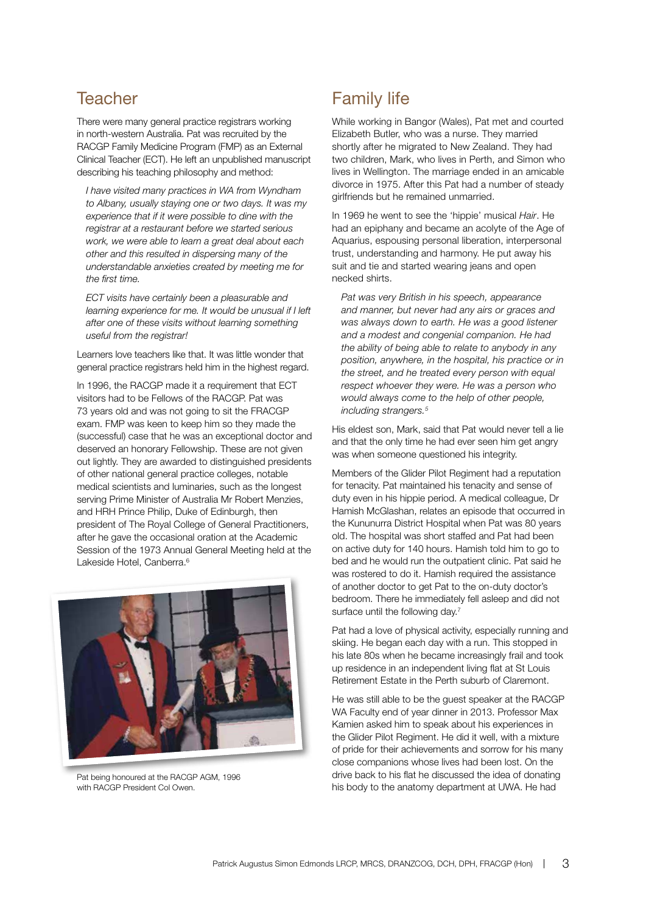## Teacher

There were many general practice registrars working in north-western Australia. Pat was recruited by the RACGP Family Medicine Program (FMP) as an External Clinical Teacher (ECT). He left an unpublished manuscript describing his teaching philosophy and method:

> *I have visited many practices in WA from Wyndham to Albany, usually staying one or two days. It was my experience that if it were possible to dine with the registrar at a restaurant before we started serious work, we were able to learn a great deal about each other and this resulted in dispersing many of the understandable anxieties created by meeting me for the first time.*
>
> *ECT visits have certainly been a pleasurable and learning experience for me. It would be unusual if I left after one of these visits without learning something useful from the registrar!*

Learners love teachers like that. It was little wonder that general practice registrars held him in the highest regard.

In 1996, the RACGP made it a requirement that ECT visitors had to be Fellows of the RACGP. Pat was 73 years old and was not going to sit the FRACGP exam. FMP was keen to keep him so they made the (successful) case that he was an exceptional doctor and deserved an honorary Fellowship. These are not given out lightly. They are awarded to distinguished presidents of other national general practice colleges, notable medical scientists and luminaries, such as the longest serving Prime Minister of Australia Mr Robert Menzies, and HRH Prince Philip, Duke of Edinburgh, then president of The Royal College of General Practitioners, after he gave the occasional oration at the Academic Session of the 1973 Annual General Meeting held at the Lakeside Hotel, Canberra.[6]

Pat being honoured at the RACGP AGM, 1996 with RACGP President Col Owen.

## Family life

While working in Bangor (Wales), Pat met and courted Elizabeth Butler, who was a nurse. They married shortly after he migrated to New Zealand. They had two children, Mark, who lives in Perth, and Simon who lives in Wellington. The marriage ended in an amicable divorce in 1975. After this Pat had a number of steady girlfriends but he remained unmarried.

In 1969 he went to see the 'hippie' musical *Hair*. He had an epiphany and became an acolyte of the Age of Aquarius, espousing personal liberation, interpersonal trust, understanding and harmony. He put away his suit and tie and started wearing jeans and open necked shirts.

> *Pat was very British in his speech, appearance and manner, but never had any airs or graces and was always down to earth. He was a good listener and a modest and congenial companion. He had the ability of being able to relate to anybody in any position, anywhere, in the hospital, his practice or in the street, and he treated every person with equal respect whoever they were. He was a person who would always come to the help of other people, including strangers.*[5]

His eldest son, Mark, said that Pat would never tell a lie and that the only time he had ever seen him get angry was when someone questioned his integrity.

Members of the Glider Pilot Regiment had a reputation for tenacity. Pat maintained his tenacity and sense of duty even in his hippie period. A medical colleague, Dr Hamish McGlashan, relates an episode that occurred in the Kununurra District Hospital when Pat was 80 years old. The hospital was short staffed and Pat had been on active duty for 140 hours. Hamish told him to go to bed and he would run the outpatient clinic. Pat said he was rostered to do it. Hamish required the assistance of another doctor to get Pat to the on-duty doctor's bedroom. There he immediately fell asleep and did not surface until the following day.[7]

Pat had a love of physical activity, especially running and skiing. He began each day with a run. This stopped in his late 80s when he became increasingly frail and took up residence in an independent living flat at St Louis Retirement Estate in the Perth suburb of Claremont.

He was still able to be the guest speaker at the RACGP WA Faculty end of year dinner in 2013. Professor Max Kamien asked him to speak about his experiences in the Glider Pilot Regiment. He did it well, with a mixture of pride for their achievements and sorrow for his many close companions whose lives had been lost. On the drive back to his flat he discussed the idea of donating his body to the anatomy department at UWA. He had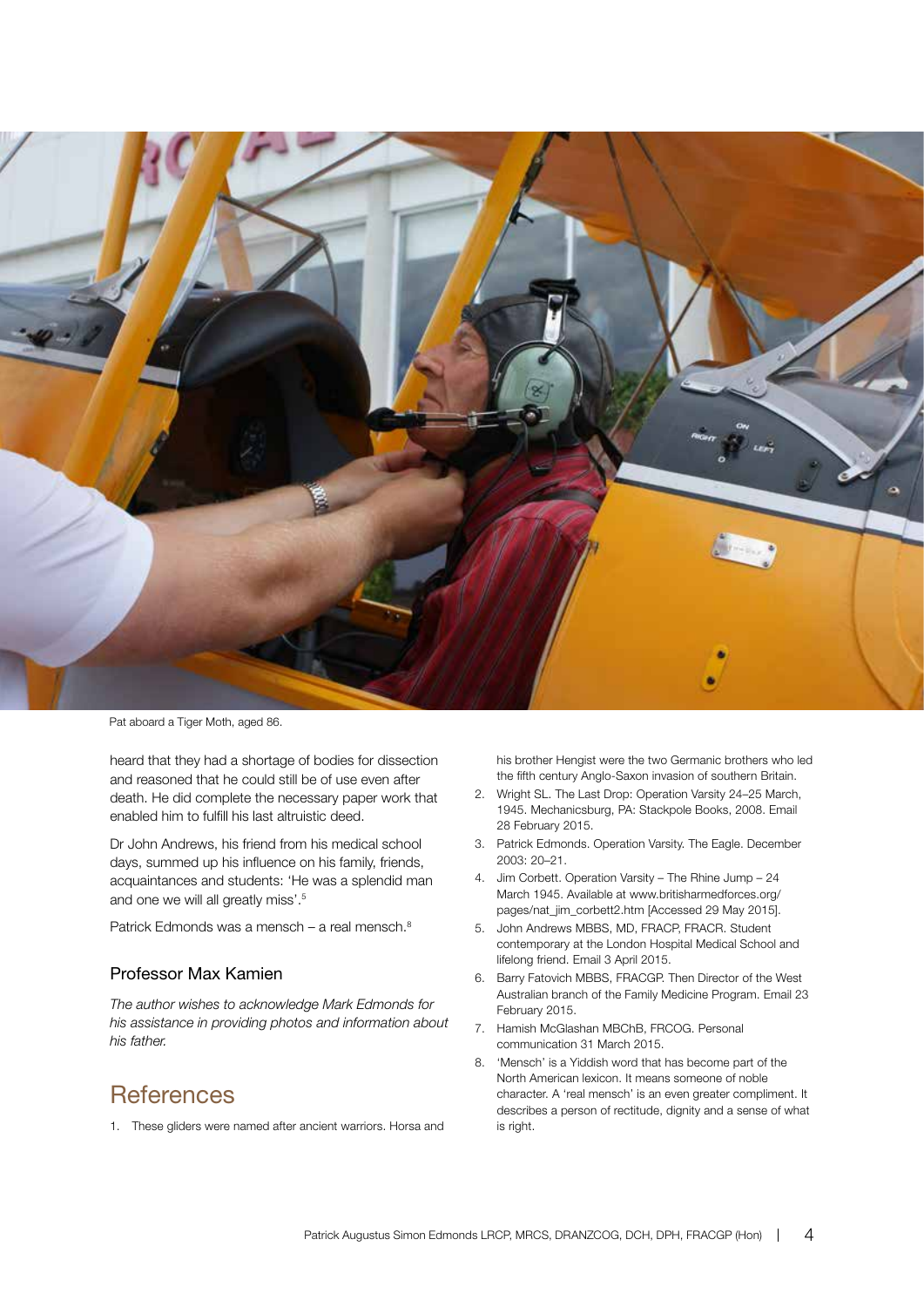Pat aboard a Tiger Moth, aged 86.

heard that they had a shortage of bodies for dissection and reasoned that he could still be of use even after death. He did complete the necessary paper work that enabled him to fulfill his last altruistic deed.

Dr John Andrews, his friend from his medical school days, summed up his influence on his family, friends, acquaintances and students: 'He was a splendid man and one we will all greatly miss'.[5]

Patrick Edmonds was a mensch – a real mensch.[8]

### Professor Max Kamien

*The author wishes to acknowledge Mark Edmonds for his assistance in providing photos and information about his father.*

## References

1. These gliders were named after ancient warriors. Horsa and his brother Hengist were the two Germanic brothers who led the fifth century Anglo-Saxon invasion of southern Britain.
2. Wright SL. The Last Drop: Operation Varsity 24–25 March, 1945. Mechanicsburg, PA: Stackpole Books, 2008. Email 28 February 2015.
3. Patrick Edmonds. Operation Varsity. The Eagle. December 2003: 20–21.
4. Jim Corbett. Operation Varsity – The Rhine Jump – 24 March 1945. Available at www.britisharmedforces.org/pages/nat_jim_corbett2.htm [Accessed 29 May 2015].
5. John Andrews MBBS, MD, FRACP, FRACR. Student contemporary at the London Hospital Medical School and lifelong friend. Email 3 April 2015.
6. Barry Fatovich MBBS, FRACGP. Then Director of the West Australian branch of the Family Medicine Program. Email 23 February 2015.
7. Hamish McGlashan MBChB, FRCOG. Personal communication 31 March 2015.
8. 'Mensch' is a Yiddish word that has become part of the North American lexicon. It means someone of noble character. A 'real mensch' is an even greater compliment. It describes a person of rectitude, dignity and a sense of what is right.